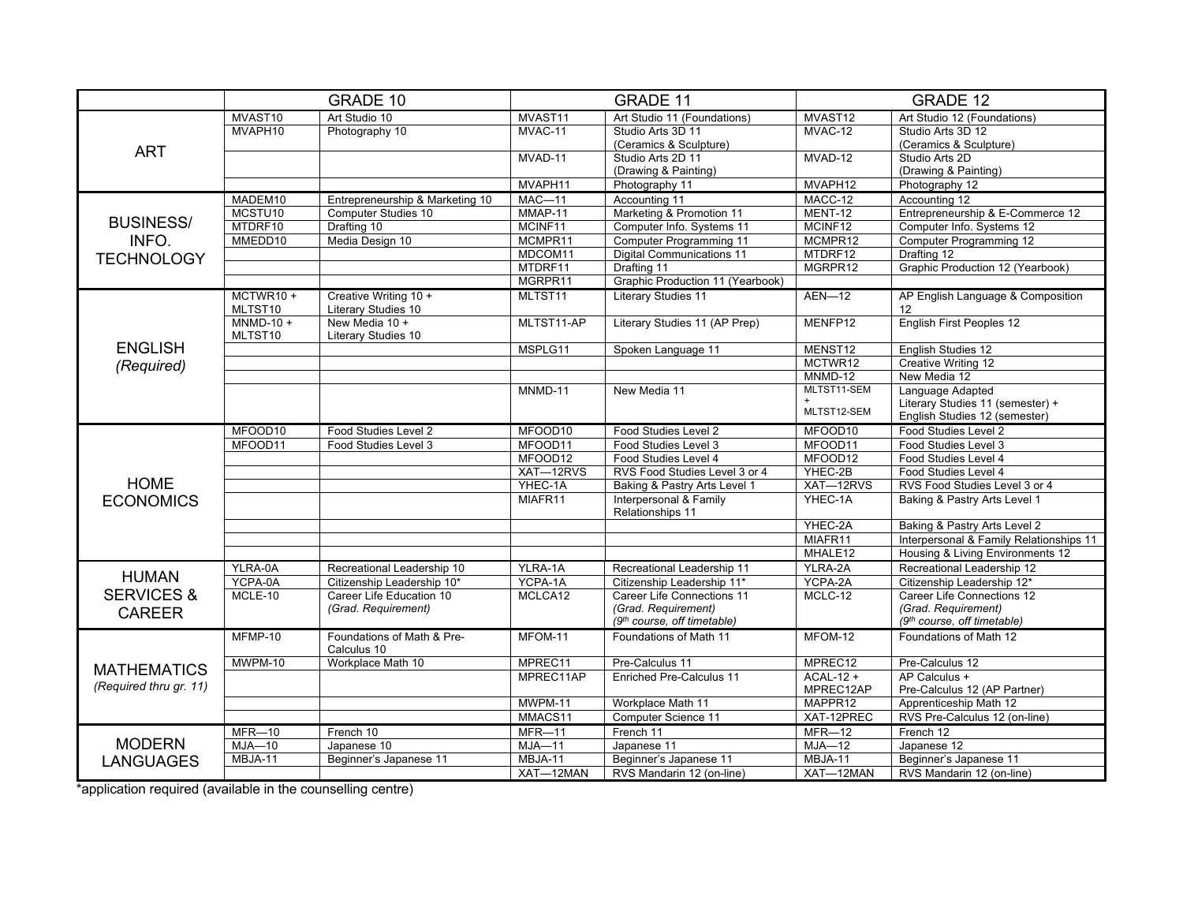| | GRADE 10 | | GRADE 11 | | GRADE 12 | |
|---|---|---|---|---|---|---|
| ART | MVAST10 | Art Studio 10 | MVAST11 | Art Studio 11 (Foundations) | MVAST12 | Art Studio 12 (Foundations) |
| | MVAPH10 | Photography 10 | MVAC-11 | Studio Arts 3D 11 (Ceramics & Sculpture) | MVAC-12 | Studio Arts 3D 12 (Ceramics & Sculpture) |
| | | | MVAD-11 | Studio Arts 2D 11 (Drawing & Painting) | MVAD-12 | Studio Arts 2D (Drawing & Painting) |
| | | | MVAPH11 | Photography 11 | MVAPH12 | Photography 12 |
| BUSINESS/ INFO. TECHNOLOGY | MADEM10 | Entrepreneurship & Marketing 10 | MAC—11 | Accounting 11 | MACC-12 | Accounting 12 |
| | MCSTU10 | Computer Studies 10 | MMAP-11 | Marketing & Promotion 11 | MENT-12 | Entrepreneurship & E-Commerce 12 |
| | MTDRF10 | Drafting 10 | MCINF11 | Computer Info. Systems 11 | MCINF12 | Computer Info. Systems 12 |
| | MMEDD10 | Media Design 10 | MCMPR11 | Computer Programming 11 | MCMPR12 | Computer Programming 12 |
| | | | MDCOM11 | Digital Communications 11 | MTDRF12 | Drafting 12 |
| | | | MTDRF11 | Drafting 11 | MGRPR12 | Graphic Production 12 (Yearbook) |
| | | | MGRPR11 | Graphic Production 11 (Yearbook) | | |
| ENGLISH *(Required)* | MCTWR10 + MLTST10 | Creative Writing 10 + Literary Studies 10 | MLTST11 | Literary Studies 11 | AEN—12 | AP English Language & Composition 12 |
| | MNMD-10 + MLTST10 | New Media 10 + Literary Studies 10 | MLTST11-AP | Literary Studies 11 (AP Prep) | MENFP12 | English First Peoples 12 |
| | | | MSPLG11 | Spoken Language 11 | MENST12 | English Studies 12 |
| | | | | | MCTWR12 | Creative Writing 12 |
| | | | | | MNMD-12 | New Media 12 |
| | | | MNMD-11 | New Media 11 | MLTST11-SEM + MLTST12-SEM | Language Adapted Literary Studies 11 (semester) + English Studies 12 (semester) |
| HOME ECONOMICS | MFOOD10 | Food Studies Level 2 | MFOOD10 | Food Studies Level 2 | MFOOD10 | Food Studies Level 2 |
| | MFOOD11 | Food Studies Level 3 | MFOOD11 | Food Studies Level 3 | MFOOD11 | Food Studies Level 3 |
| | | | MFOOD12 | Food Studies Level 4 | MFOOD12 | Food Studies Level 4 |
| | | | XAT—12RVS | RVS Food Studies Level 3 or 4 | YHEC-2B | Food Studies Level 4 |
| | | | YHEC-1A | Baking & Pastry Arts Level 1 | XAT—12RVS | RVS Food Studies Level 3 or 4 |
| | | | MIAFR11 | Interpersonal & Family Relationships 11 | YHEC-1A | Baking & Pastry Arts Level 1 |
| | | | | | YHEC-2A | Baking & Pastry Arts Level 2 |
| | | | | | MIAFR11 | Interpersonal & Family Relationships 11 |
| | | | | | MHALE12 | Housing & Living Environments 12 |
| HUMAN SERVICES & CAREER | YLRA-0A | Recreational Leadership 10 | YLRA-1A | Recreational Leadership 11 | YLRA-2A | Recreational Leadership 12 |
| | YCPA-0A | Citizenship Leadership 10* | YCPA-1A | Citizenship Leadership 11* | YCPA-2A | Citizenship Leadership 12* |
| | MCLE-10 | Career Life Education 10 *(Grad. Requirement)* | MCLCA12 | Career Life Connections 11 *(Grad. Requirement)* *(9th course, off timetable)* | MCLC-12 | Career Life Connections 12 *(Grad. Requirement)* *(9th course, off timetable)* |
| MATHEMATICS *(Required thru gr. 11)* | MFMP-10 | Foundations of Math & Pre-Calculus 10 | MFOM-11 | Foundations of Math 11 | MFOM-12 | Foundations of Math 12 |
| | MWPM-10 | Workplace Math 10 | MPREC11 | Pre-Calculus 11 | MPREC12 | Pre-Calculus 12 |
| | | | MPREC11AP | Enriched Pre-Calculus 11 | ACAL-12 + MPREC12AP | AP Calculus + Pre-Calculus 12 (AP Partner) |
| | | | MWPM-11 | Workplace Math 11 | MAPPR12 | Apprenticeship Math 12 |
| | | | MMACS11 | Computer Science 11 | XAT-12PREC | RVS Pre-Calculus 12 (on-line) |
| MODERN LANGUAGES | MFR—10 | French 10 | MFR—11 | French 11 | MFR—12 | French 12 |
| | MJA—10 | Japanese 10 | MJA—11 | Japanese 11 | MJA—12 | Japanese 12 |
| | MBJA-11 | Beginner's Japanese 11 | MBJA-11 | Beginner's Japanese 11 | MBJA-11 | Beginner's Japanese 11 |
| | | | XAT—12MAN | RVS Mandarin 12 (on-line) | XAT—12MAN | RVS Mandarin 12 (on-line) |

*application required (available in the counselling centre)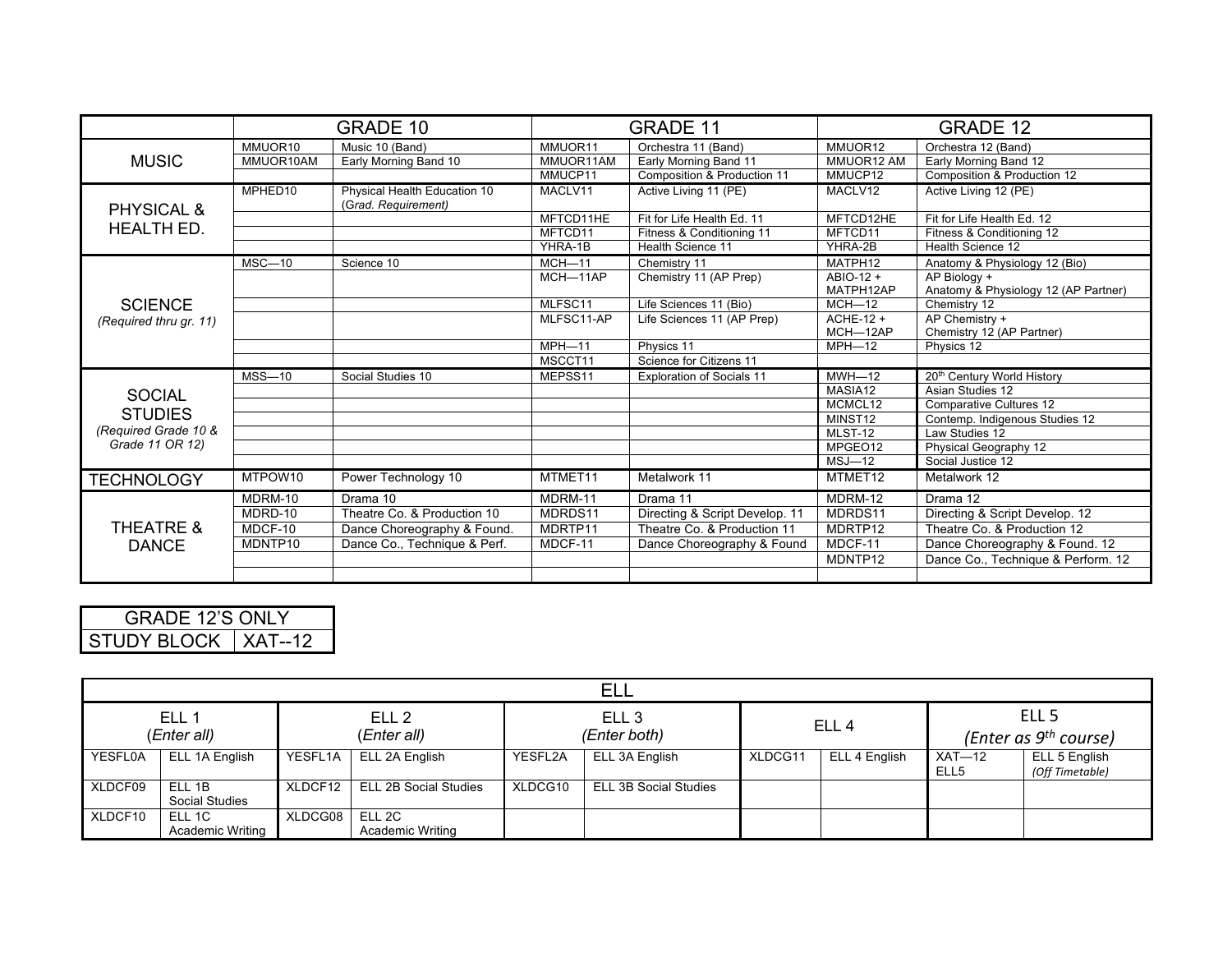| | GRADE 10 | | GRADE 11 | | GRADE 12 | |
|---|---|---|---|---|---|---|
| MUSIC | MMUOR10 | Music 10 (Band) | MMUOR11 | Orchestra 11 (Band) | MMUOR12 | Orchestra 12 (Band) |
| | MMUOR10AM | Early Morning Band 10 | MMUOR11AM | Early Morning Band 11 | MMUOR12 AM | Early Morning Band 12 |
| | | | MMUCP11 | Composition & Production 11 | MMUCP12 | Composition & Production 12 |
| PHYSICAL & HEALTH ED. | MPHED10 | Physical Health Education 10 *(Grad. Requirement)* | MACLV11 | Active Living 11 (PE) | MACLV12 | Active Living 12 (PE) |
| | | | MFTCD11HE | Fit for Life Health Ed. 11 | MFTCD12HE | Fit for Life Health Ed. 12 |
| | | | MFTCD11 | Fitness & Conditioning 11 | MFTCD11 | Fitness & Conditioning 12 |
| | | | YHRA-1B | Health Science 11 | YHRA-2B | Health Science 12 |
| SCIENCE *(Required thru gr. 11)* | MSC—10 | Science 10 | MCH—11 | Chemistry 11 | MATPH12 | Anatomy & Physiology 12 (Bio) |
| | | | MCH—11AP | Chemistry 11 (AP Prep) | ABIO-12 + MATPH12AP | AP Biology + Anatomy & Physiology 12 (AP Partner) |
| | | | MLFSC11 | Life Sciences 11 (Bio) | MCH—12 | Chemistry 12 |
| | | | MLFSC11-AP | Life Sciences 11 (AP Prep) | ACHE-12 + MCH—12AP | AP Chemistry + Chemistry 12 (AP Partner) |
| | | | MPH—11 | Physics 11 | MPH—12 | Physics 12 |
| | | | MSCCT11 | Science for Citizens 11 | | |
| SOCIAL STUDIES *(Required Grade 10 & Grade 11 OR 12)* | MSS—10 | Social Studies 10 | MEPSS11 | Exploration of Socials 11 | MWH—12 | 20th Century World History |
| | | | | | MASIA12 | Asian Studies 12 |
| | | | | | MCMCL12 | Comparative Cultures 12 |
| | | | | | MINST12 | Contemp. Indigenous Studies 12 |
| | | | | | MLST-12 | Law Studies 12 |
| | | | | | MPGEO12 | Physical Geography 12 |
| | | | | | MSJ—12 | Social Justice 12 |
| TECHNOLOGY | MTPOW10 | Power Technology 10 | MTMET11 | Metalwork 11 | MTMET12 | Metalwork 12 |
| THEATRE & DANCE | MDRM-10 | Drama 10 | MDRM-11 | Drama 11 | MDRM-12 | Drama 12 |
| | MDRD-10 | Theatre Co. & Production 10 | MDRDS11 | Directing & Script Develop. 11 | MDRDS11 | Directing & Script Develop. 12 |
| | MDCF-10 | Dance Choreography & Found. | MDRTP11 | Theatre Co. & Production 11 | MDRTP12 | Theatre Co. & Production 12 |
| | MDNTP10 | Dance Co., Technique & Perf. | MDCF-11 | Dance Choreography & Found | MDCF-11 | Dance Choreography & Found. 12 |
| | | | | | MDNTP12 | Dance Co., Technique & Perform. 12 |
| | | | | | | |

| GRADE 12'S ONLY | |
|---|---|
| STUDY BLOCK | XAT--12 |

| ELL | | | | | | | | | |
|---|---|---|---|---|---|---|---|---|---|
| ELL 1 (*Enter all*) | | ELL 2 (*Enter all*) | | ELL 3 *(Enter both)* | | ELL 4 | | ELL 5 *(Enter as 9th course)* | |
| YESFL0A | ELL 1A English | YESFL1A | ELL 2A English | YESFL2A | ELL 3A English | XLDCG11 | ELL 4 English | XAT—12 ELL5 | ELL 5 English *(Off Timetable)* |
| XLDCF09 | ELL 1B Social Studies | XLDCF12 | ELL 2B Social Studies | XLDCG10 | ELL 3B Social Studies | | | | |
| XLDCF10 | ELL 1C Academic Writing | XLDCG08 | ELL 2C Academic Writing | | | | | | |